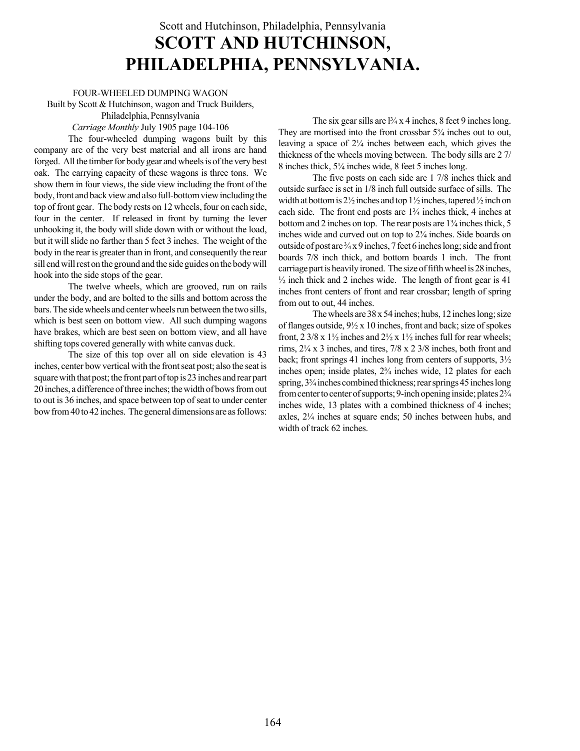# SCOTT AND HUTCHINSON, PHILADELPHIA, PENNSYLVANIA.

FOUR-WHEELED DUMPING WAGON
Built by Scott & Hutchinson, wagon and Truck Builders,
Philadelphia, Pennsylvania
*Carriage Monthly* July 1905 page 104-106

The four-wheeled dumping wagons built by this company are of the very best material and all irons are hand forged. All the timber for body gear and wheels is of the very best oak. The carrying capacity of these wagons is three tons. We show them in four views, the side view including the front of the body, front and back view and also full-bottom view including the top of front gear. The body rests on 12 wheels, four on each side, four in the center. If released in front by turning the lever unhooking it, the body will slide down with or without the load, but it will slide no farther than 5 feet 3 inches. The weight of the body in the rear is greater than in front, and consequently the rear sill end will rest on the ground and the side guides on the body will hook into the side stops of the gear.

The twelve wheels, which are grooved, run on rails under the body, and are bolted to the sills and bottom across the bars. The side wheels and center wheels run between the two sills, which is best seen on bottom view. All such dumping wagons have brakes, which are best seen on bottom view, and all have shifting tops covered generally with white canvas duck.

The size of this top over all on side elevation is 43 inches, center bow vertical with the front seat post; also the seat is square with that post; the front part of top is 23 inches and rear part 20 inches, a difference of three inches; the width of bows from out to out is 36 inches, and space between top of seat to under center bow from 40 to 42 inches. The general dimensions are as follows:

The six gear sills are 1¾ x 4 inches, 8 feet 9 inches long. They are mortised into the front crossbar 5¾ inches out to out, leaving a space of 2¼ inches between each, which gives the thickness of the wheels moving between. The body sills are 2 7/8 inches thick, 5¼ inches wide, 8 feet 5 inches long.

The five posts on each side are 1 7/8 inches thick and outside surface is set in 1/8 inch full outside surface of sills. The width at bottom is 2½ inches and top 1½ inches, tapered ½ inch on each side. The front end posts are 1¾ inches thick, 4 inches at bottom and 2 inches on top. The rear posts are 1¾ inches thick, 5 inches wide and curved out on top to 2¾ inches. Side boards on outside of post are ¾ x 9 inches, 7 feet 6 inches long; side and front boards 7/8 inch thick, and bottom boards 1 inch. The front carriage part is heavily ironed. The size of fifth wheel is 28 inches, ½ inch thick and 2 inches wide. The length of front gear is 41 inches front centers of front and rear crossbar; length of spring from out to out, 44 inches.

The wheels are 38 x 54 inches; hubs, 12 inches long; size of flanges outside, 9½ x 10 inches, front and back; size of spokes front, 2 3/8 x 1½ inches and 2½ x 1½ inches full for rear wheels; rims, 2¼ x 3 inches, and tires, 7/8 x 2 3/8 inches, both front and back; front springs 41 inches long from centers of supports, 3½ inches open; inside plates, 2¾ inches wide, 12 plates for each spring, 3¾ inches combined thickness; rear springs 45 inches long from center to center of supports; 9-inch opening inside; plates 2¾ inches wide, 13 plates with a combined thickness of 4 inches; axles, 2¼ inches at square ends; 50 inches between hubs, and width of track 62 inches.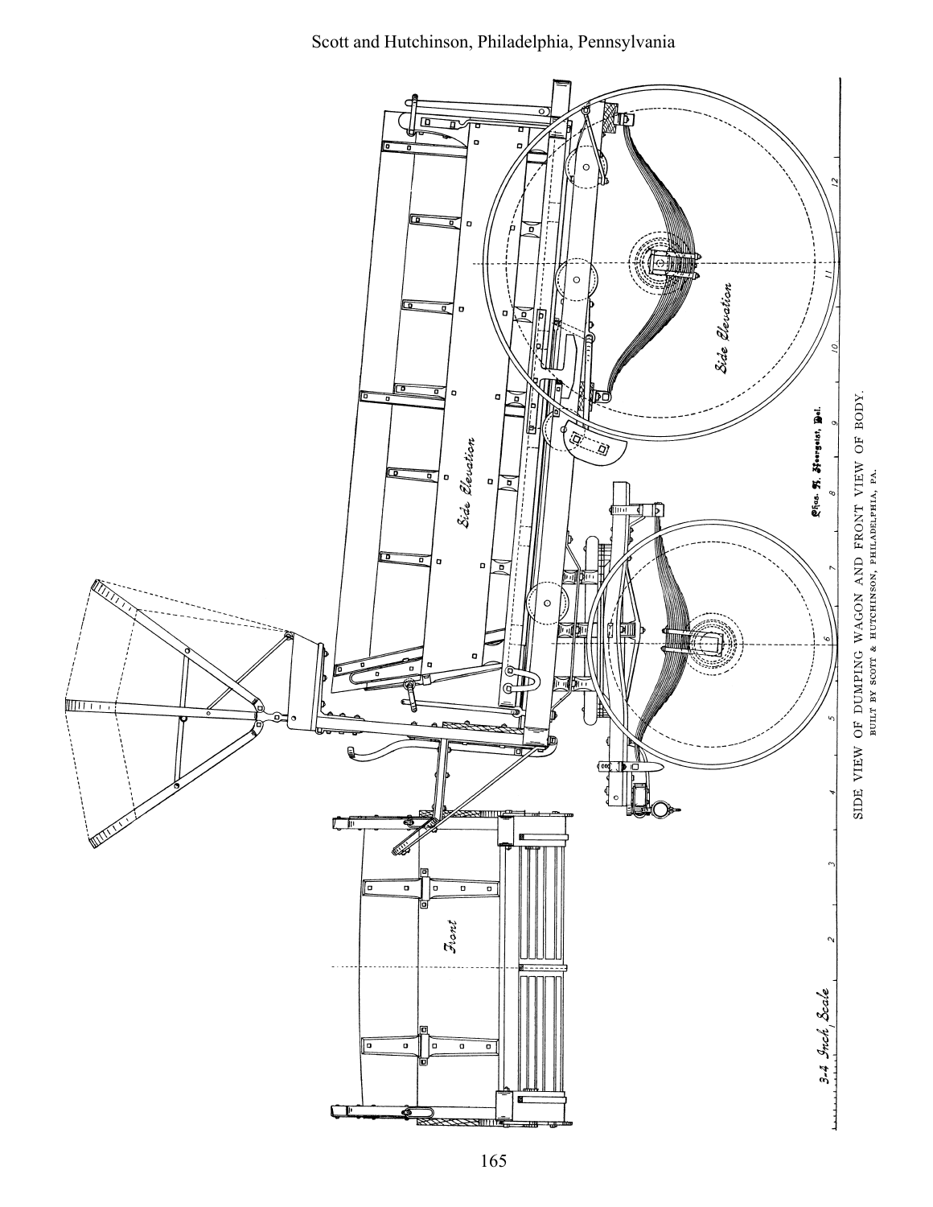SIDE VIEW OF DUMPING WAGON AND FRONT VIEW OF BODY.
BUILT BY SCOTT & HUTCHINSON, PHILADELPHIA, PA.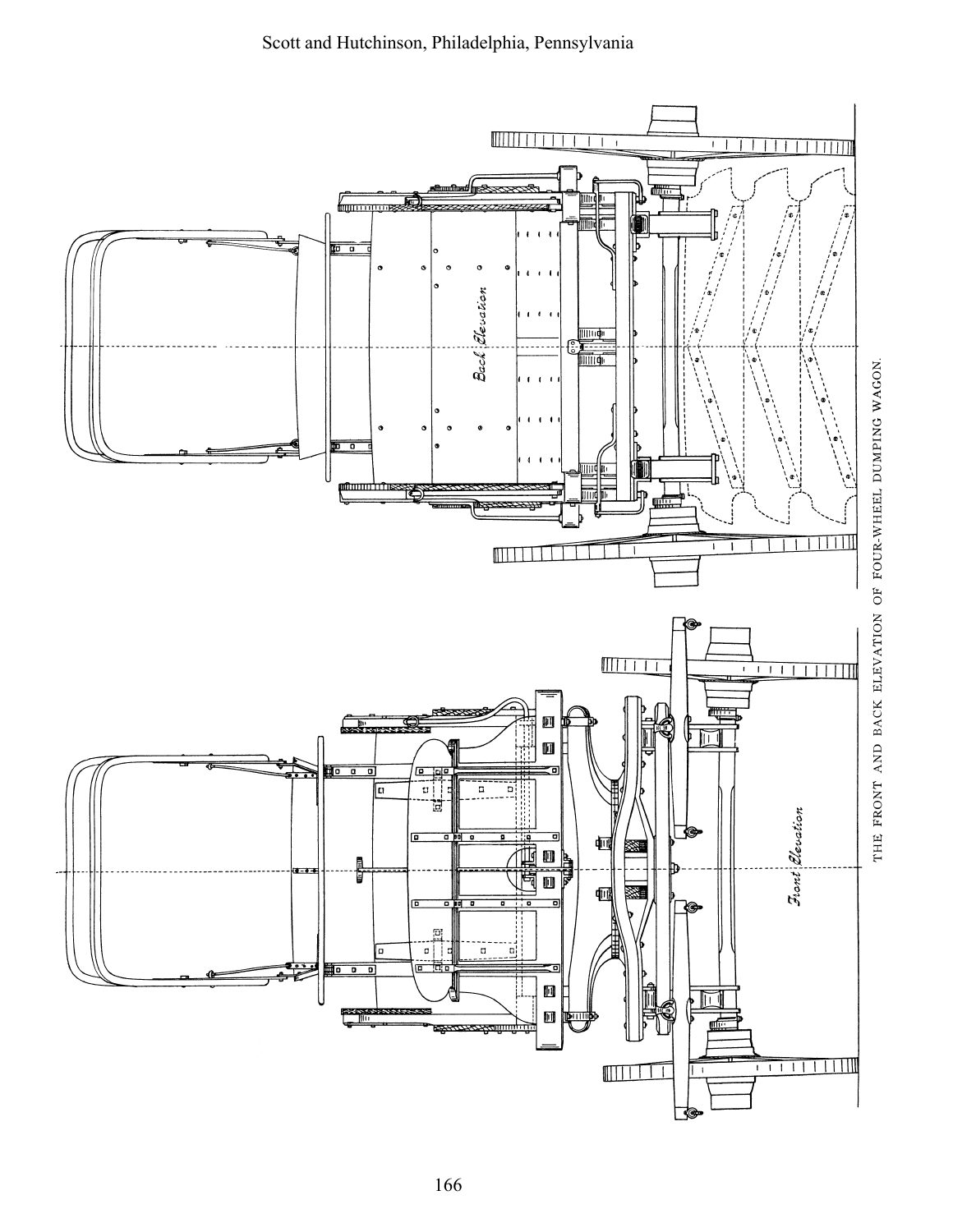THE FRONT AND BACK ELEVATION OF FOUR-WHEEL DUMPING WAGON.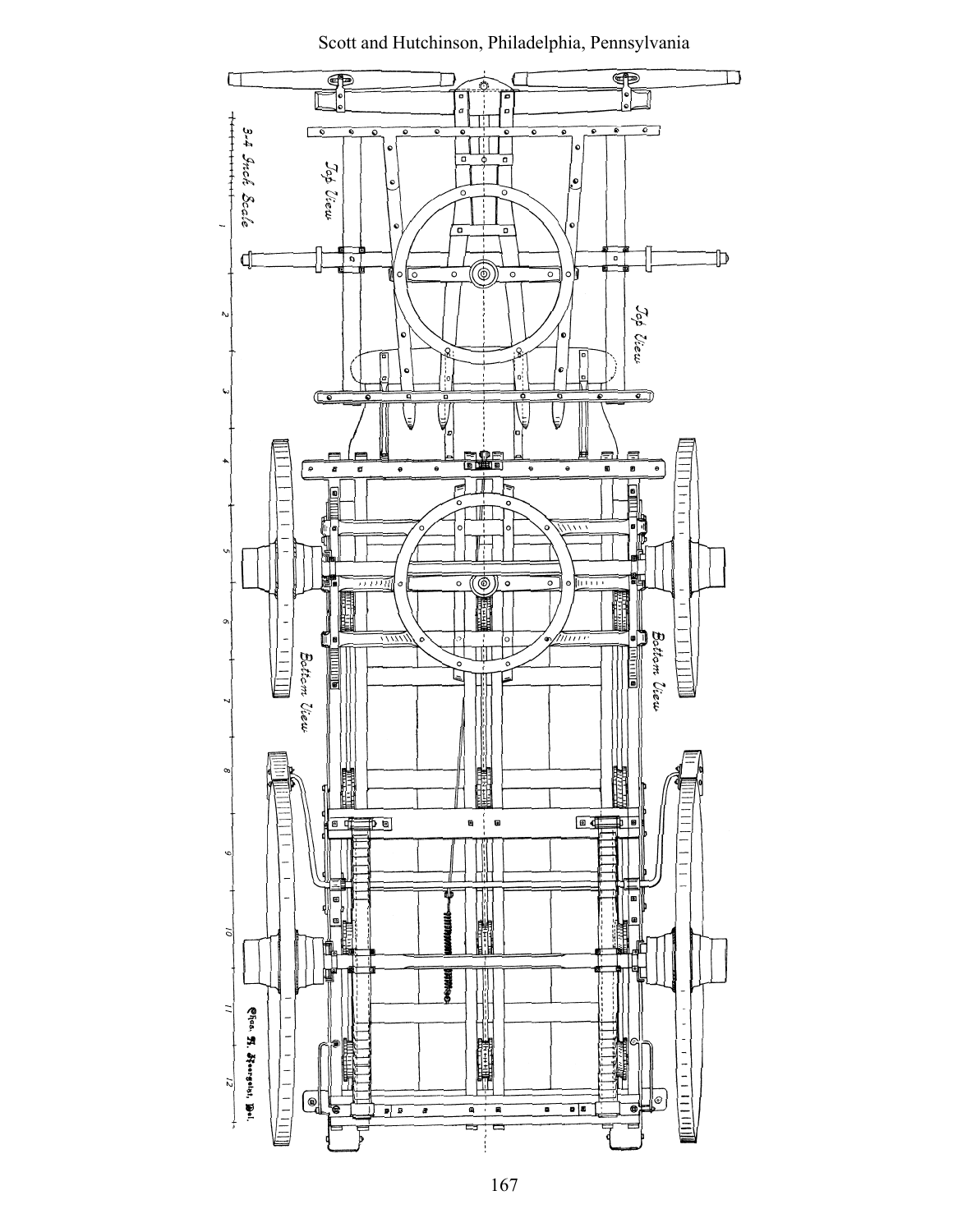Scott and Hutchinson, Philadelphia, Pennsylvania

3-4 Inch Scale

Top View

Top View

Bottom View

Bottom View

Chas. A. Hoergolst, Del.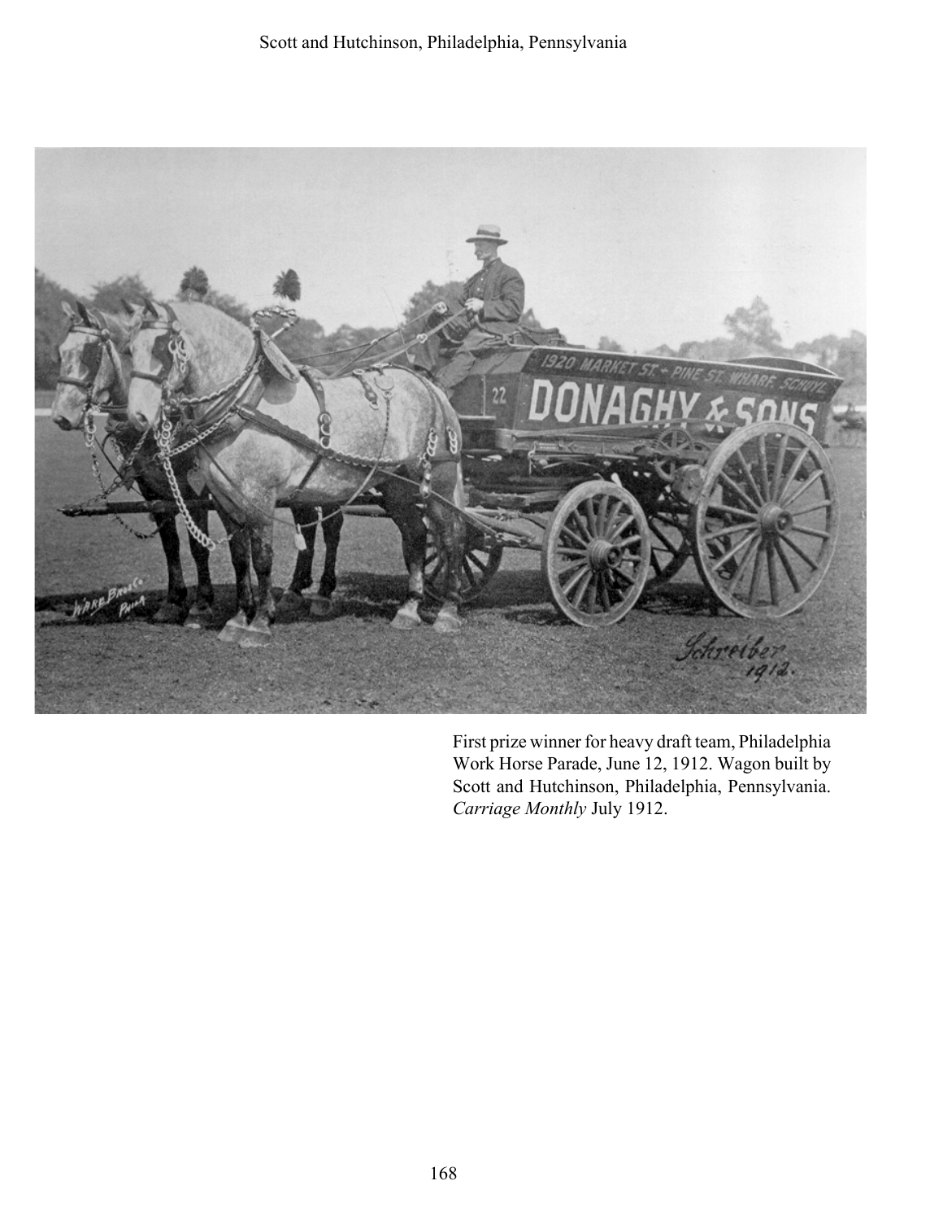First prize winner for heavy draft team, Philadelphia Work Horse Parade, June 12, 1912. Wagon built by Scott and Hutchinson, Philadelphia, Pennsylvania. *Carriage Monthly* July 1912.